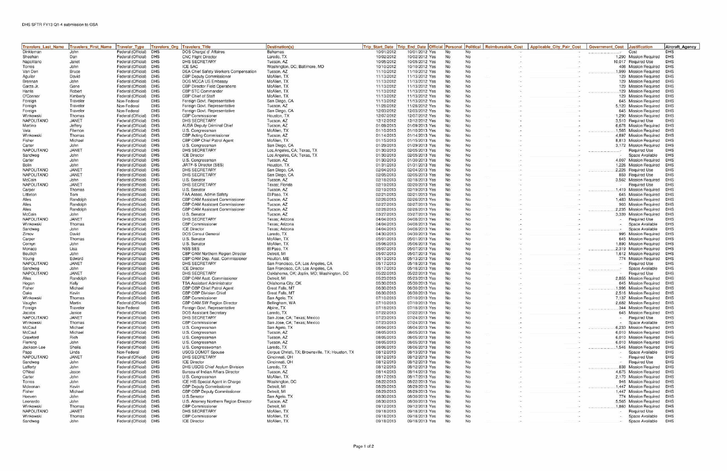DHS SFTR FY13 Q1-4 submission to GSA

| Travelers_Last_Name | Travelers_First_Name | Traveler_Type | Travelers_Org | Travelers_Title | Destination(s) | Trip_Start_Date | Trip_End_Date | Official | Personal | Political | Reimbursable_Cost | Applicable_City_Pair_Cost | Government_Cost | Justification | Aircraft_Agency |
|---|---|---|---|---|---|---|---|---|---|---|---|---|---|---|---|
| Dinkleman | John | Federal (Official) | DHS | DOS Charge' d' Affaires | Bahamas | 10/01/2012 | 10/01/2012 | Yes | No | No | - | - | - | Cost | DHS |
| Sheehan | Dan | Federal (Official) | DHS | CNC Flight Director | Laredo, TX | 10/02/2012 | 10/02/2012 | Yes | No | No | - | - | 1,290 | Mission Required | DHS |
| Napolitano | Janet | Federal (Official) | DHS | DHS SECRETARY | Tucson, AZ | 10/05/2012 | 10/05/2012 | Yes | No | No | - | - | 10,017 | Required Use | DHS |
| Torres | John | Federal (Official) | DHS | ICE SAC | Washington, DC; Baltimore, MD | 10/10/2012 | 10/10/2012 | Yes | No | No | - | - | 408 | Mission Required | DHS |
| Van Den | Bruce | Federal (Official) | DHS | DEA Chief Safety Workers Compensation | Tucson, AZ | 11/10/2012 | 11/10/2012 | Yes | No | No | - | - | 1,999 | Mission Required | DHS |
| Aguilar | David | Federal (Official) | DHS | CBP Deputy Commissioner | McAllen, TX | 11/13/2012 | 11/13/2012 | Yes | No | No | - | - | 129 | Mission Required | DHS |
| Brennan | John | Federal (Official) | DHS | DOS MCCA US Embassy | McAllen, TX | 11/13/2012 | 11/13/2012 | Yes | No | No | - | - | 129 | Mission Required | DHS |
| Garza Jr. | Gene | Federal (Official) | DHS | CBP Director Field Operations | McAllen, TX | 11/13/2012 | 11/13/2012 | Yes | No | No | - | - | 129 | Mission Required | DHS |
| Harris | Robert | Federal (Official) | DHS | CBP STC Commander | McAllen, TX | 11/13/2012 | 11/13/2012 | Yes | No | No | - | - | 129 | Mission Required | DHS |
| O'Conner | Kimberly | Federal (Official) | DHS | CBP Chief of Staff | McAllen, TX | 11/13/2012 | 11/13/2012 | Yes | No | No | - | - | 129 | Mission Required | DHS |
| Foreign | Traveler | Non-Federal | DHS | Foreign Govt. Representative | San Diego, CA | 11/13/2012 | 11/13/2012 | Yes | No | No | - | - | 645 | Mission Required | DHS |
| Foreign | Traveler | Non-Federal | DHS | Foreign Govt. Representative | Tucson, AZ | 11/28/2012 | 11/28/2012 | Yes | No | No | - | - | 5,120 | Mission Required | DHS |
| Foreign | Traveler | Non-Federal | DHS | Foreign Govt. Representative | San Diego, CA | 12/03/2012 | 12/03/2012 | Yes | No | No | - | - | 645 | Mission Required | DHS |
| Winkowski | Thomas | Federal (Official) | DHS | CBP Commissioner | Houston, TX | 12/07/2012 | 12/07/2012 | Yes | No | No | - | - | 1,290 | Mission Required | DHS |
| NAPOLITANO | JANET | Federal (Official) | DHS | DHS SECRETARY | Tucson, AZ | 12/12/2012 | 12/12/2012 | Yes | No | No | - | - | 3,510 | Required Use | DHS |
| Martino | Jeffery | Federal (Official) | DHS | AUSA Deputy Criminal Chief | Tucson, AZ | 01/09/2013 | 01/09/2013 | Yes | No | No | - | - | 6,678 | Mission Required | DHS |
| Vela | Filemon | Federal (Official) | DHS | U.S. Congressman | McAllen, TX | 01/10/2013 | 01/10/2013 | Yes | No | No | - | - | 1,565 | Mission Required | DHS |
| Winkowski | Thomas | Federal (Official) | DHS | CBP Acting Commissioner | Tucson, AZ | 01/14/2013 | 01/14/2013 | Yes | No | No | - | - | 4,897 | Mission Required | DHS |
| Fisher | Michael | Federal (Official) | DHS | CBP OBP Chief Patrol Agent | McAllen, TX | 01/15/2013 | 01/15/2013 | Yes | No | No | - | - | 8,813 | Mission Required | DHS |
| Carter | John | Federal (Official) | DHS | U.S. Congressman | San Diego, CA | 01/29/2013 | 01/29/2013 | Yes | No | No | - | - | 3,172 | Mission Required | DHS |
| NAPOLITANO | JANET | Federal (Official) | DHS | DHS SECRETARY | Los Angeles, CA; Texas, TX | 01/30/2013 | 02/05/2013 | Yes | No | No | - | - | - | Required Use | DHS |
| Sandweg | John | Federal (Official) | DHS | ICE Director | Los Angeles, CA; Texas, TX | 01/30/2013 | 02/05/2013 | Yes | No | No | - | - | - | Space Available | DHS |
| Carter | John | Federal (Official) | DHS | U.S. Congressman | Tucson, AZ | 01/30/2013 | 01/30/2013 | Yes | No | No | - | - | 4,007 | Mission Required | DHS |
| Bolin | John | Federal (Official) | DHS | JIATF-S Director (SES) | Houston, TX | 01/31/2013 | 01/31/2013 | Yes | No | No | - | - | 1,226 | Mission Required | DHS |
| NAPOLITANO | JANET | Federal (Official) | DHS | DHS SECRETARY | San Diego, CA | 02/04/2013 | 02/04/2013 | Yes | No | No | - | - | 2,226 | Required Use | DHS |
| NAPOLITANO | JANET | Federal (Official) | DHS | DHS SECRETARY | San Diego, CA | 02/05/2013 | 02/05/2013 | Yes | No | No | - | - | 859 | Required Use | DHS |
| McCain | John | Federal (Official) | DHS | U.S. Senator | Tucson, AZ | 02/18/2013 | 02/18/2013 | Yes | No | No | - | - | 3,562 | Mission Required | DHS |
| NAPOLITANO | JANET | Federal (Official) | DHS | DHS SECRETARY | Texas; Florida | 02/19/2013 | 02/20/2013 | Yes | No | No | - | - | - | Required Use | DHS |
| Carper | Thomas | Federal (Official) | DHS | U.S. Senator | Tucson, AZ | 02/19/2013 | 02/19/2013 | Yes | No | No | - | - | 1,419 | Mission Required | DHS |
| Littleton | Tom | Federal (Official) | DHS | FAA Assoc. Admin Safety | El Paso, TX | 02/21/2013 | 02/21/2013 | Yes | No | No | - | - | 645 | Mission Required | DHS |
| Alles | Randolph | Federal (Official) | DHS | CBP OAM Assistant Commissioner | Tucson, AZ | 02/26/2013 | 02/26/2013 | Yes | No | No | - | - | 1,483 | Mission Required | DHS |
| Alles | Randolph | Federal (Official) | DHS | CBP OAM Assistant Commissioner | Tucson, AZ | 02/27/2013 | 02/27/2013 | Yes | No | No | - | - | 903 | Mission Required | DHS |
| Alles | Randolph | Federal (Official) | DHS | CBP OAM Assistant Commissioner | Tucson, AZ | 02/28/2013 | 02/28/2013 | Yes | No | No | - | - | 2,235 | Mission Required | DHS |
| McCain | John | Federal (Official) | DHS | U.S. Senator | Tucson, AZ | 03/27/2013 | 03/27/2013 | Yes | No | No | - | - | 3,339 | Mission Required | DHS |
| NAPOLITANO | JANET | Federal (Official) | DHS | DHS SECRETARY | Texas; Arizona | 04/04/2013 | 04/08/2013 | Yes | No | No | - | - | - | Required Use | DHS |
| Winkowski | Thomas | Federal (Official) | DHS | CBP Commissioner | Texas; Arizona | 04/04/2013 | 04/08/2013 | Yes | No | No | - | - | - | Space Available | DHS |
| Sandweg | John | Federal (Official) | DHS | ICE Director | Texas; Arizona | 04/04/2013 | 04/08/2013 | Yes | No | No | - | - | - | Space Available | DHS |
| Zimov | David | Federal (Official) | DHS | DOS Consul General | Laredo, TX | 04/30/2013 | 04/30/2013 | Yes | No | No | - | - | 995 | Mission Required | DHS |
| Carper | Thomas | Federal (Official) | DHS | U.S. Senator | McAllen, TX | 05/01/2013 | 05/01/2013 | Yes | No | No | - | - | 645 | Mission Required | DHS |
| Cornyn | John | Federal (Official) | DHS | U.S. Senator | McAllen, TX | 05/06/2013 | 05/06/2013 | Yes | No | No | - | - | 1,890 | Mission Required | DHS |
| Monaco | Lisa | Federal (Official) | DHS | NSS SES | El Paso, TX | 05/07/2013 | 05/07/2013 | Yes | No | No | - | - | 2,319 | Mission Required | DHS |
| Beutlich | John | Federal (Official) | DHS | CBP OAM Northern Region Director | Detroit, MI | 05/07/2013 | 05/07/2013 | Yes | No | No | - | - | 1,612 | Mission Required | DHS |
| Young | Edward | Federal (Official) | DHS | CBP OAM Dep. Asst. Commissioner | Houlton, ME | 05/13/2013 | 05/13/2013 | Yes | No | No | - | - | 774 | Mission Required | DHS |
| NAPOLITANO | JANET | Federal (Official) | DHS | DHS SECRETARY | San Francisco, CA; Los Angeles, CA | 05/17/2013 | 05/18/2013 | Yes | No | No | - | - | - | Required Use | DHS |
| Sandweg | John | Federal (Official) | DHS | ICE Director | San Francisco, CA; Los Angeles, CA | 05/17/2013 | 05/18/2013 | Yes | No | No | - | - | - | Space Available | DHS |
| NAPOLITANO | JANET | Federal (Official) | DHS | DHS SECRETARY | Oaklahoma, OK; Joplin, MO; Washington, DC | 05/22/2013 | 05/22/2013 | Yes | No | No | - | - | - | Required Use | DHS |
| Alles | Randolph | Federal (Official) | DHS | CBP OAM Asst. Commissioner | Detroit, MI | 05/23/2013 | 05/23/2013 | Yes | No | No | - | - | 2,855 | Mission Required | DHS |
| Hogan | Kelly | Federal (Official) | DHS | TSA Assistant Administrator | Oklahoma City, OK | 05/30/2013 | 05/30/2013 | Yes | No | No | - | - | 645 | Mission Required | DHS |
| Fisher | Michael | Federal (Official) | DHS | CBP OBP Chief Patrol Agent | Great Falls, MT | 06/30/2013 | 06/30/2013 | Yes | No | No | - | - | 1,996 | Mission Required | DHS |
| Oaks | Kevin | Federal (Official) | DHS | CBP OBP Division Chief | Great Falls, MT | 06/30/2013 | 06/30/2013 | Yes | No | No | - | - | 2,516 | Mission Required | DHS |
| Winkowski | Thomas | Federal (Official) | DHS | CBP Commissioner | San Angelo, TX | 07/10/2013 | 07/10/2013 | Yes | No | No | - | - | 7,137 | Mission Required | DHS |
| Vaughn | Martin | Federal (Official) | DHS | CBP OAM SW Region Director | Bellingham, WA | 07/10/2013 | 07/10/2013 | Yes | No | No | - | - | 2,682 | Mission Required | DHS |
| Foreign | Traveler | Non-Federal | DHS | Foreign Govt. Representative | Alpine, TX | 07/18/2013 | 07/18/2013 | Yes | No | No | - | - | 344 | Mission Required | DHS |
| Jacobs | Janice | Federal (Official) | DHS | DOS Assistant Secretary | Laredo, TX | 07/22/2013 | 07/22/2013 | Yes | No | No | - | - | 645 | Mission Required | DHS |
| NAPOLITANO | JANET | Federal (Official) | DHS | DHS SECRETARY | San Jose, CA; Texas; Mexico | 07/23/2013 | 07/24/2013 | Yes | No | No | - | - | - | Required Use | DHS |
| Winkowski | Thomas | Federal (Official) | DHS | CBP Commissioner | San Jose, CA; Texas; Mexico | 07/23/2013 | 07/24/2013 | Yes | No | No | - | - | - | Space Available | DHS |
| McCaul | Michael | Federal (Official) | DHS | U.S. Congressman | San Angelo, TX | 08/04/2013 | 08/04/2013 | Yes | No | No | - | - | 6,233 | Mission Required | DHS |
| McCaul | Michael | Federal (Official) | DHS | U.S. Congressman | Tucson, AZ | 08/05/2013 | 08/05/2013 | Yes | No | No | - | - | 6,010 | Mission Required | DHS |
| Crawford | Rich | Federal (Official) | DHS | U.S. Congressman | Tucson, AZ | 08/05/2013 | 08/05/2013 | Yes | No | No | - | - | 6,010 | Mission Required | DHS |
| Fleming | John | Federal (Official) | DHS | U.S. Congressman | Tucson, AZ | 08/05/2013 | 08/05/2013 | Yes | No | No | - | - | 6,010 | Mission Required | DHS |
| Jackson-Lee | Sheila | Federal (Official) | DHS | U.S. Congresswoman | Laredo, TX | 08/06/2013 | 08/06/2013 | Yes | No | No | - | - | 1,546 | Mission Required | DHS |
| Papp | Linda | Non-Federal | DHS | USCG COMDT Spouse | Corpus Christi, TX; Brownsville, TX; Houston, TX | 08/12/2013 | 08/13/2013 | Yes | No | No | - | - | - | Space Available | DHS |
| NAPOLITANO | JANET | Federal (Official) | DHS | DHS SECRETARY | Cincinnati, OH | 08/12/2013 | 08/12/2013 | Yes | No | No | - | - | - | Required Use | DHS |
| Sandweg | John | Federal (Official) | DHS | ICE Director | Cincinnati, OH | 08/12/2013 | 08/12/2013 | Yes | No | No | - | - | - | Required Use | DHS |
| Lafferty | John | Federal (Official) | DHS | DHS USCIS Chief Asylum Division | Laredo, TX | 08/12/2013 | 08/12/2013 | Yes | No | No | - | - | 838 | Mission Required | DHS |
| O'Neal | Jason | Federal (Official) | DHS | Bureau of Indian Affairs Director | Tucson, AZ | 08/14/2013 | 08/14/2013 | Yes | No | No | - | - | 4,675 | Mission Required | DHS |
| Carter | John | Federal (Official) | DHS | U.S. Congressman | McAllen, TX | 08/17/2013 | 08/17/2013 | Yes | No | No | - | - | 2,170 | Mission Required | DHS |
| Torres | John | Federal (Official) | DHS | ICE HIS Special Agent in Charge | Washington, DC | 08/22/2013 | 08/22/2013 | Yes | No | No | - | - | 946 | Mission Required | DHS |
| Mcleenan | Kevin | Federal (Official) | DHS | CBP Deputy Commissioner | Detroit, MI | 08/29/2013 | 08/29/2013 | Yes | No | No | - | - | 1,447 | Mission Required | DHS |
| Fisher | Michael | Federal (Official) | DHS | CBP OBP Deputy Commissioner | Detroit, MI | 08/29/2013 | 08/29/2013 | Yes | No | No | - | - | 1,447 | Mission Required | DHS |
| Hoeven | John | Federal (Official) | DHS | U.S.Senator | San Angelo, TX | 08/30/2013 | 08/30/2013 | Yes | No | No | - | - | 774 | Mission Required | DHS |
| Leonardo | John | Federal (Official) | DHS | U.S. Attorney Northern Region Director | Tucson, AZ | 08/30/2013 | 08/30/2013 | Yes | No | No | - | - | 5,565 | Mission Required | DHS |
| Winkowski | Thomas | Federal (Official) | DHS | CBP Commissioner | Detroit, MI | 09/12/2013 | 09/12/2013 | Yes | No | No | - | - | 1,860 | Mission Required | DHS |
| NAPOLITANO | JANET | Federal (Official) | DHS | DHS SECRETARY | McAllen, TX | 09/18/2013 | 09/18/2013 | Yes | No | No | - | - | - | Required Use | DHS |
| Winkowski | Thomas | Federal (Official) | DHS | CBP Commissioner | McAllen, TX | 09/18/2013 | 09/18/2013 | Yes | No | No | - | - | - | Space Available | DHS |
| Sandweg | John | Federal (Official) | DHS | ICE Director | McAllen, TX | 09/18/2013 | 09/18/2013 | Yes | No | No | - | - | - | Space Available | DHS |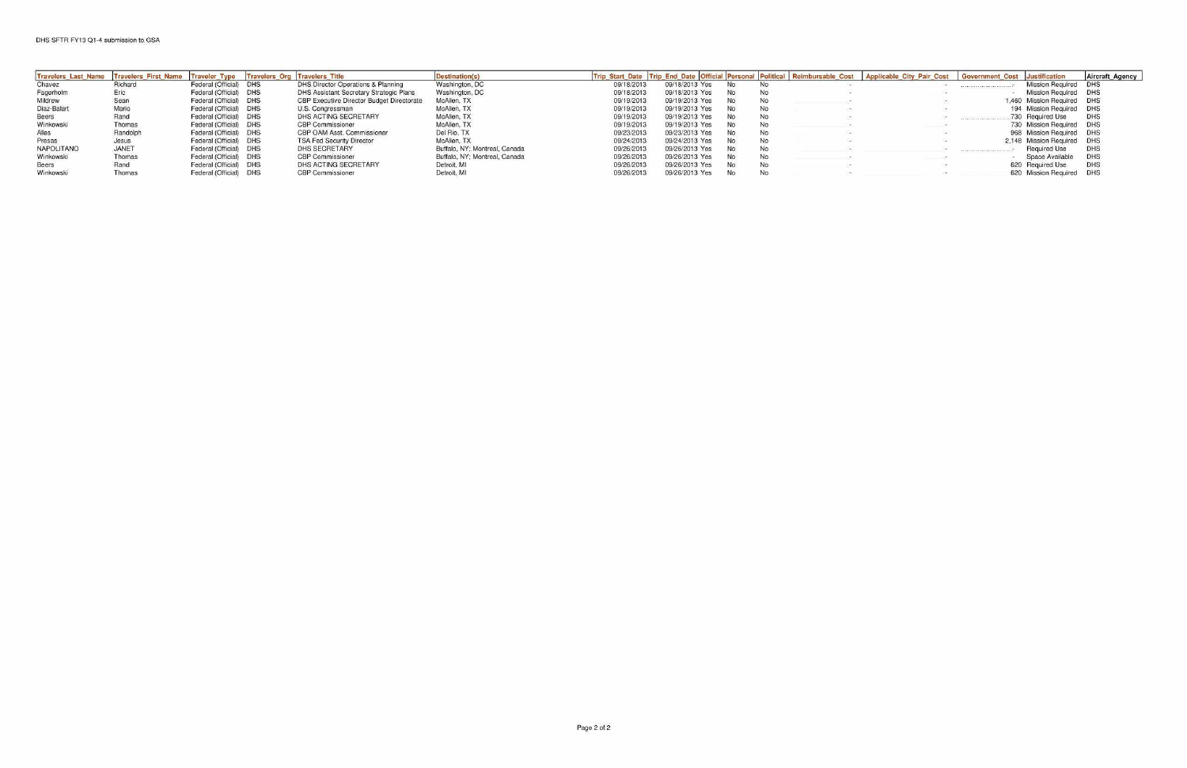DHS SFTR FY13 Q1-4 submission to GSA

| Travelers_Last_Name | Travelers_First_Name | Traveler_Type | Travelers_Org | Travelers_Title | Destination(s) | Trip_Start_Date | Trip_End_Date | Official | Personal | Political | Reimbursable_Cost | Applicable_City_Pair_Cost | Government_Cost | Justification | Aircraft_Agency |
|---|---|---|---|---|---|---|---|---|---|---|---|---|---|---|---|
| Chavez | Richard | Federal (Official) | DHS | DHS Director Operations & Planning | Washington, DC | 09/18/2013 | 09/18/2013 | Yes | No | No | - | - | - | Mission Required | DHS |
| Fagerholm | Eric | Federal (Official) | DHS | DHS Assistant Secretary Strategic Plans | Washington, DC | 09/18/2013 | 09/18/2013 | Yes | No | No | - | - | - | Mission Required | DHS |
| Mildrew | Sean | Federal (Official) | DHS | CBP Executive Director Budget Directorate | McAllen, TX | 09/19/2013 | 09/19/2013 | Yes | No | No | - | - | 1,460 | Mission Required | DHS |
| Diaz-Balart | Mario | Federal (Official) | DHS | U.S. Congressman | McAllen, TX | 09/19/2013 | 09/19/2013 | Yes | No | No | - | - | 194 | Mission Required | DHS |
| Beers | Rand | Federal (Official) | DHS | DHS ACTING SECRETARY | McAllen, TX | 09/19/2013 | 09/19/2013 | Yes | No | No | - | - | 730 | Required Use | DHS |
| Winkowski | Thomas | Federal (Official) | DHS | CBP Commissioner | McAllen, TX | 09/19/2013 | 09/19/2013 | Yes | No | No | - | - | 730 | Mission Required | DHS |
| Alles | Randolph | Federal (Official) | DHS | CBP OAM Asst. Commissioner | Del Rio, TX | 09/23/2013 | 09/23/2013 | Yes | No | No | - | - | 968 | Mission Required | DHS |
| Presas | Jesus | Federal (Official) | DHS | TSA Fed Security Director | McAllen, TX | 09/24/2013 | 09/24/2013 | Yes | No | No | - | - | 2,148 | Mission Required | DHS |
| NAPOLITANO | JANET | Federal (Official) | DHS | DHS SECRETARY | Buffalo, NY; Montreal, Canada | 09/26/2013 | 09/26/2013 | Yes | No | No | - | - | - | Required Use | DHS |
| Winkowski | Thomas | Federal (Official) | DHS | CBP Commissioner | Buffalo, NY; Montreal, Canada | 09/26/2013 | 09/26/2013 | Yes | No | No | - | - | - | Space Available | DHS |
| Beers | Rand | Federal (Official) | DHS | DHS ACTING SECRETARY | Detroit, MI | 09/26/2013 | 09/26/2013 | Yes | No | No | - | - | 620 | Required Use | DHS |
| Winkowski | Thomas | Federal (Official) | DHS | CBP Commissioner | Detroit, MI | 09/26/2013 | 09/26/2013 | Yes | No | No | - | - | 620 | Mission Required | DHS |